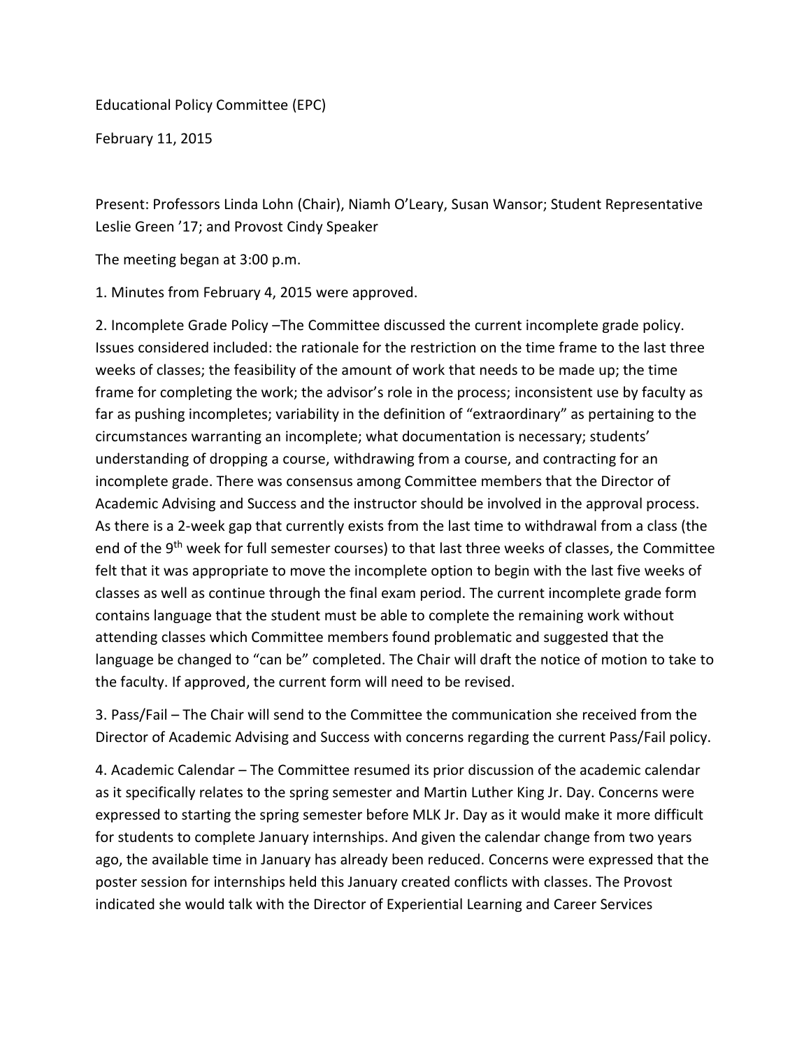Educational Policy Committee (EPC)

February 11, 2015

Present: Professors Linda Lohn (Chair), Niamh O'Leary, Susan Wansor; Student Representative Leslie Green '17; and Provost Cindy Speaker

The meeting began at 3:00 p.m.

1. Minutes from February 4, 2015 were approved.

2. Incomplete Grade Policy –The Committee discussed the current incomplete grade policy. Issues considered included: the rationale for the restriction on the time frame to the last three weeks of classes; the feasibility of the amount of work that needs to be made up; the time frame for completing the work; the advisor's role in the process; inconsistent use by faculty as far as pushing incompletes; variability in the definition of "extraordinary" as pertaining to the circumstances warranting an incomplete; what documentation is necessary; students' understanding of dropping a course, withdrawing from a course, and contracting for an incomplete grade. There was consensus among Committee members that the Director of Academic Advising and Success and the instructor should be involved in the approval process. As there is a 2-week gap that currently exists from the last time to withdrawal from a class (the end of the 9th week for full semester courses) to that last three weeks of classes, the Committee felt that it was appropriate to move the incomplete option to begin with the last five weeks of classes as well as continue through the final exam period. The current incomplete grade form contains language that the student must be able to complete the remaining work without attending classes which Committee members found problematic and suggested that the language be changed to "can be" completed. The Chair will draft the notice of motion to take to the faculty. If approved, the current form will need to be revised.

3. Pass/Fail – The Chair will send to the Committee the communication she received from the Director of Academic Advising and Success with concerns regarding the current Pass/Fail policy.

4. Academic Calendar – The Committee resumed its prior discussion of the academic calendar as it specifically relates to the spring semester and Martin Luther King Jr. Day. Concerns were expressed to starting the spring semester before MLK Jr. Day as it would make it more difficult for students to complete January internships. And given the calendar change from two years ago, the available time in January has already been reduced. Concerns were expressed that the poster session for internships held this January created conflicts with classes. The Provost indicated she would talk with the Director of Experiential Learning and Career Services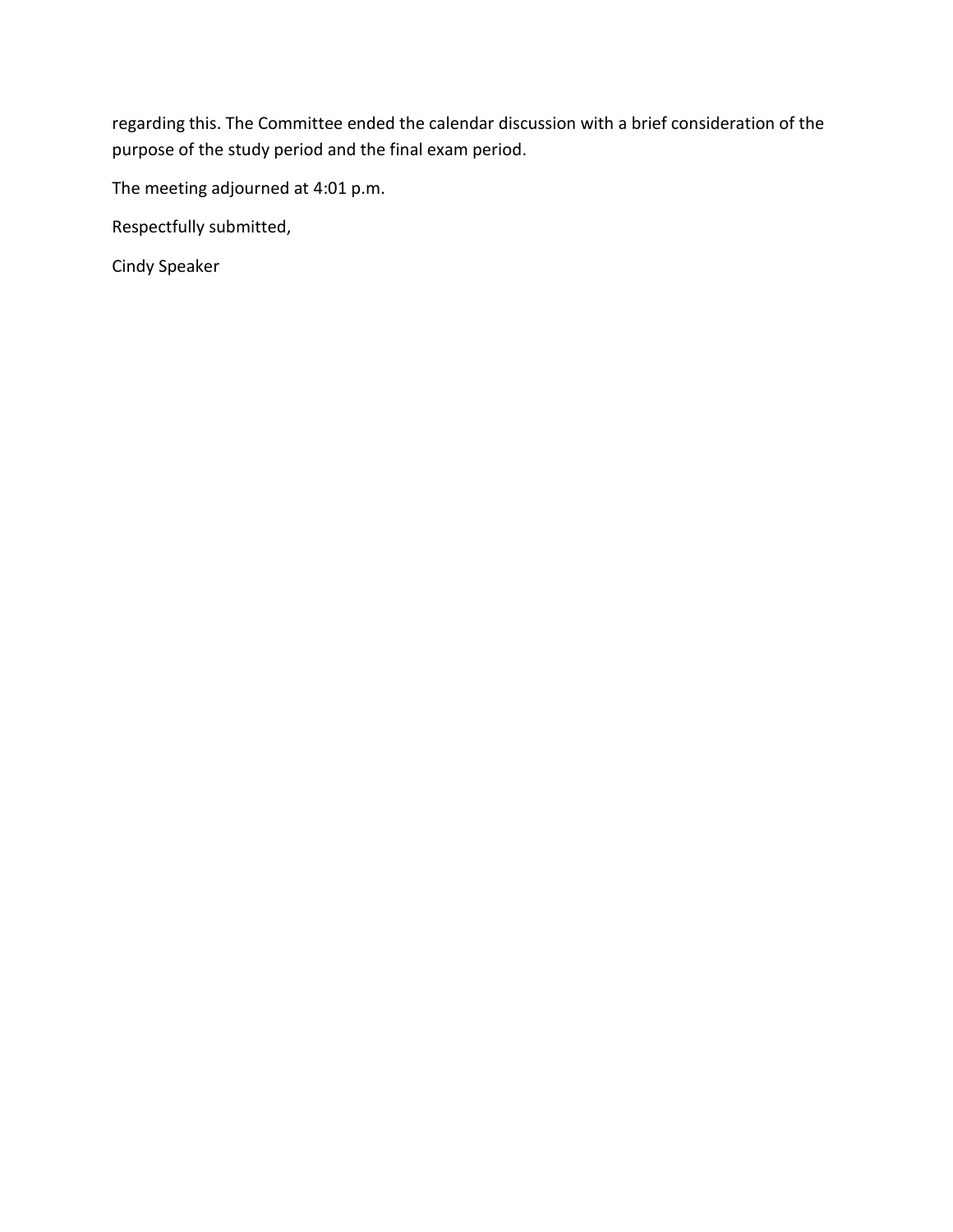regarding this. The Committee ended the calendar discussion with a brief consideration of the purpose of the study period and the final exam period.

The meeting adjourned at 4:01 p.m.

Respectfully submitted,

Cindy Speaker